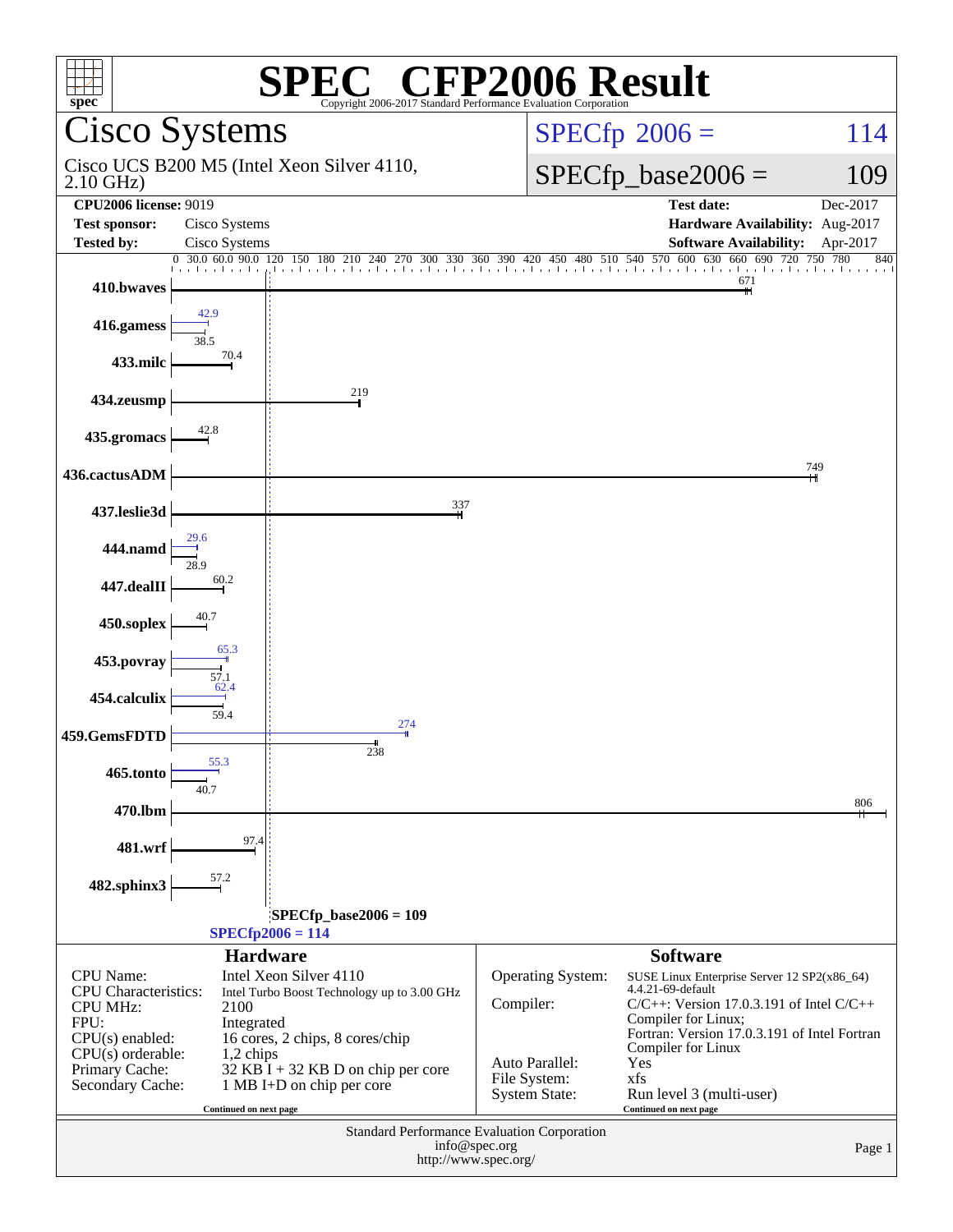# SPEC® CFP2006 Result

Copyright 2006-2017 Standard Performance Evaluation Corporation

## Cisco Systems

Cisco UCS B200 M5 (Intel Xeon Silver 4110, 2.10 GHz)

**SPECfp 2006 = 114**

**SPECfp_base2006 = 109**

| | | | |
|---|---|---|---|
| **CPU2006 license:** 9019 | | **Test date:** | Dec-2017 |
| **Test sponsor:** | Cisco Systems | **Hardware Availability:** | Aug-2017 |
| **Tested by:** | Cisco Systems | **Software Availability:** | Apr-2017 |

| Benchmark | Peak | Base |
|---|---|---|
| 410.bwaves | | 671 |
| 416.gamess | 42.9 | 38.5 |
| 433.milc | | 70.4 |
| 434.zeusmp | | 219 |
| 435.gromacs | | 42.8 |
| 436.cactusADM | | 749 |
| 437.leslie3d | | 337 |
| 444.namd | 29.6 | 28.9 |
| 447.dealII | | 60.2 |
| 450.soplex | | 40.7 |
| 453.povray | 65.3 | 57.1 |
| 454.calculix | 62.4 | 59.4 |
| 459.GemsFDTD | 274 | 238 |
| 465.tonto | 55.3 | 40.7 |
| 470.lbm | | 806 |
| 481.wrf | | 97.4 |
| 482.sphinx3 | | 57.2 |

SPECfp_base2006 = 109

SPECfp2006 = 114

### Hardware

| | |
|---|---|
| CPU Name: | Intel Xeon Silver 4110 |
| CPU Characteristics: | Intel Turbo Boost Technology up to 3.00 GHz |
| CPU MHz: | 2100 |
| FPU: | Integrated |
| CPU(s) enabled: | 16 cores, 2 chips, 8 cores/chip |
| CPU(s) orderable: | 1,2 chips |
| Primary Cache: | 32 KB I + 32 KB D on chip per core |
| Secondary Cache: | 1 MB I+D on chip per core |

Continued on next page

### Software

| | |
|---|---|
| Operating System: | SUSE Linux Enterprise Server 12 SP2(x86_64) 4.4.21-69-default |
| Compiler: | C/C++: Version 17.0.3.191 of Intel C/C++ Compiler for Linux; Fortran: Version 17.0.3.191 of Intel Fortran Compiler for Linux |
| Auto Parallel: | Yes |
| File System: | xfs |
| System State: | Run level 3 (multi-user) |

Continued on next page

Standard Performance Evaluation Corporation
info@spec.org
http://www.spec.org/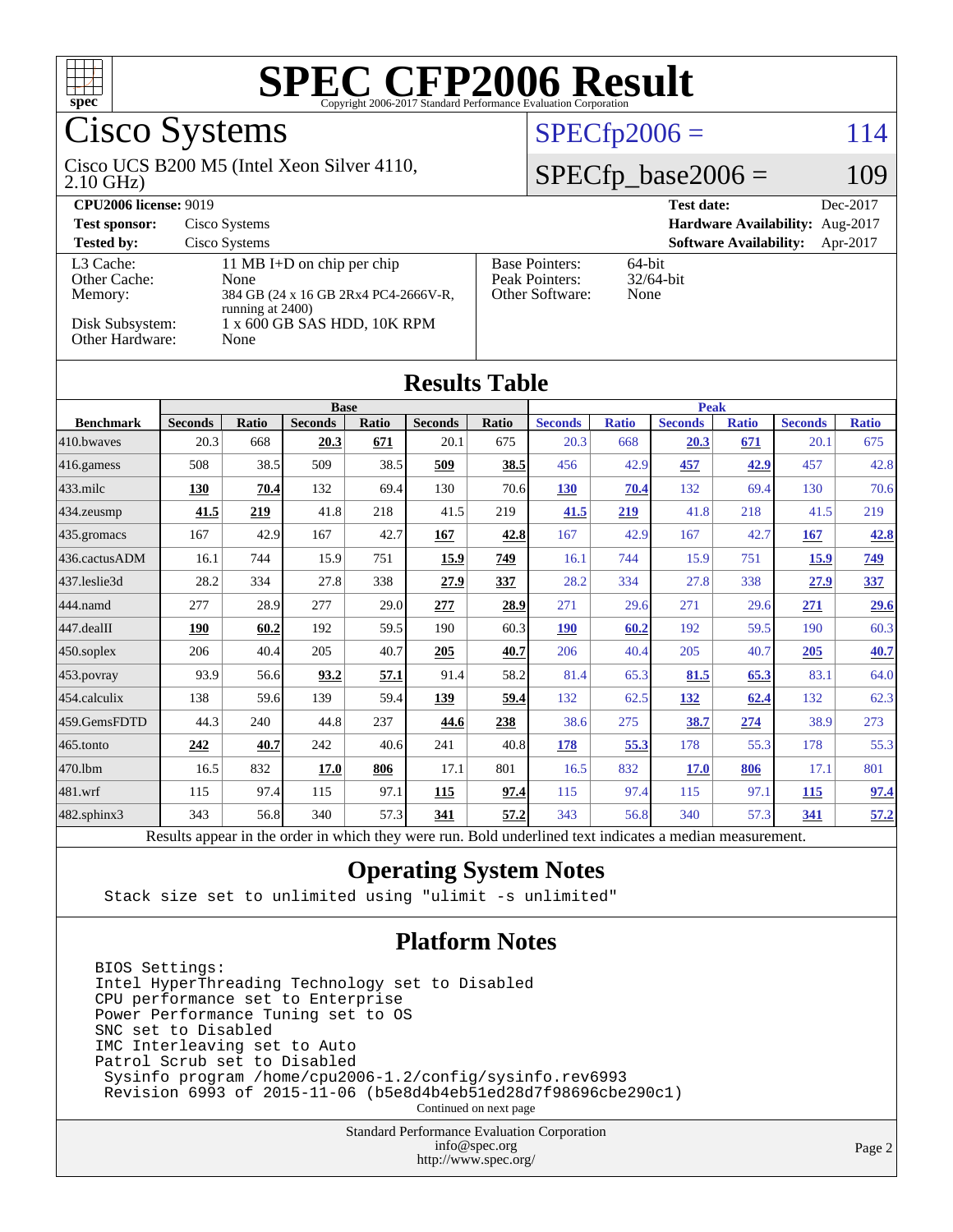# SPEC CFP2006 Result

Copyright 2006-2017 Standard Performance Evaluation Corporation

## Cisco Systems

Cisco UCS B200 M5 (Intel Xeon Silver 4110, 2.10 GHz)

SPECfp2006 = 114

SPECfp_base2006 = 109

**CPU2006 license:** 9019
**Test sponsor:** Cisco Systems
**Tested by:** Cisco Systems

**Test date:** Dec-2017
**Hardware Availability:** Aug-2017
**Software Availability:** Apr-2017

| | |
|---|---|
| L3 Cache: | 11 MB I+D on chip per chip |
| Other Cache: | None |
| Memory: | 384 GB (24 x 16 GB 2Rx4 PC4-2666V-R, running at 2400) |
| Disk Subsystem: | 1 x 600 GB SAS HDD, 10K RPM |
| Other Hardware: | None |

| | |
|---|---|
| Base Pointers: | 64-bit |
| Peak Pointers: | 32/64-bit |
| Other Software: | None |

## Results Table

| Benchmark | Base | | | | | | Peak | | | | | |
|---|---|---|---|---|---|---|---|---|---|---|---|---|
| | Seconds | Ratio | Seconds | Ratio | Seconds | Ratio | Seconds | Ratio | Seconds | Ratio | Seconds | Ratio |
| 410.bwaves | 20.3 | 668 | **20.3** | **671** | 20.1 | 675 | 20.3 | 668 | **20.3** | **671** | 20.1 | 675 |
| 416.gamess | 508 | 38.5 | 509 | 38.5 | **509** | **38.5** | 456 | 42.9 | **457** | **42.9** | 457 | 42.8 |
| 433.milc | **130** | **70.4** | 132 | 69.4 | 130 | 70.6 | **130** | **70.4** | 132 | 69.4 | 130 | 70.6 |
| 434.zeusmp | **41.5** | **219** | 41.8 | 218 | 41.5 | 219 | **41.5** | **219** | 41.8 | 218 | 41.5 | 219 |
| 435.gromacs | 167 | 42.9 | 167 | 42.7 | **167** | **42.8** | 167 | 42.9 | 167 | 42.7 | **167** | **42.8** |
| 436.cactusADM | 16.1 | 744 | 15.9 | 751 | **15.9** | **749** | 16.1 | 744 | 15.9 | 751 | **15.9** | **749** |
| 437.leslie3d | 28.2 | 334 | 27.8 | 338 | **27.9** | **337** | 28.2 | 334 | 27.8 | 338 | **27.9** | **337** |
| 444.namd | 277 | 28.9 | 277 | 29.0 | **277** | **28.9** | 271 | 29.6 | 271 | 29.6 | **271** | **29.6** |
| 447.dealII | **190** | **60.2** | 192 | 59.5 | 190 | 60.3 | **190** | **60.2** | 192 | 59.5 | 190 | 60.3 |
| 450.soplex | 206 | 40.4 | 205 | 40.7 | **205** | **40.7** | 206 | 40.4 | 205 | 40.7 | **205** | **40.7** |
| 453.povray | 93.9 | 56.6 | **93.2** | **57.1** | 91.4 | 58.2 | 81.4 | 65.3 | **81.5** | **65.3** | 83.1 | 64.0 |
| 454.calculix | 138 | 59.6 | 139 | 59.4 | **139** | **59.4** | 132 | 62.5 | **132** | **62.4** | 132 | 62.3 |
| 459.GemsFDTD | 44.3 | 240 | 44.8 | 237 | **44.6** | **238** | 38.6 | 275 | **38.7** | **274** | 38.9 | 273 |
| 465.tonto | **242** | **40.7** | 242 | 40.6 | 241 | 40.8 | **178** | **55.3** | 178 | 55.3 | 178 | 55.3 |
| 470.lbm | 16.5 | 832 | **17.0** | **806** | 17.1 | 801 | 16.5 | 832 | **17.0** | **806** | 17.1 | 801 |
| 481.wrf | 115 | 97.4 | 115 | 97.1 | **115** | **97.4** | 115 | 97.4 | 115 | 97.1 | **115** | **97.4** |
| 482.sphinx3 | 343 | 56.8 | 340 | 57.3 | **341** | **57.2** | 343 | 56.8 | 340 | 57.3 | **341** | **57.2** |

Results appear in the order in which they were run. Bold underlined text indicates a median measurement.

## Operating System Notes

```
Stack size set to unlimited using "ulimit -s unlimited"
```

## Platform Notes

```
BIOS Settings:
Intel HyperThreading Technology set to Disabled
CPU performance set to Enterprise
Power Performance Tuning set to OS
SNC set to Disabled
IMC Interleaving set to Auto
Patrol Scrub set to Disabled
 Sysinfo program /home/cpu2006-1.2/config/sysinfo.rev6993
 Revision 6993 of 2015-11-06 (b5e8d4b4eb51ed28d7f98696cbe290c1)
```

Continued on next page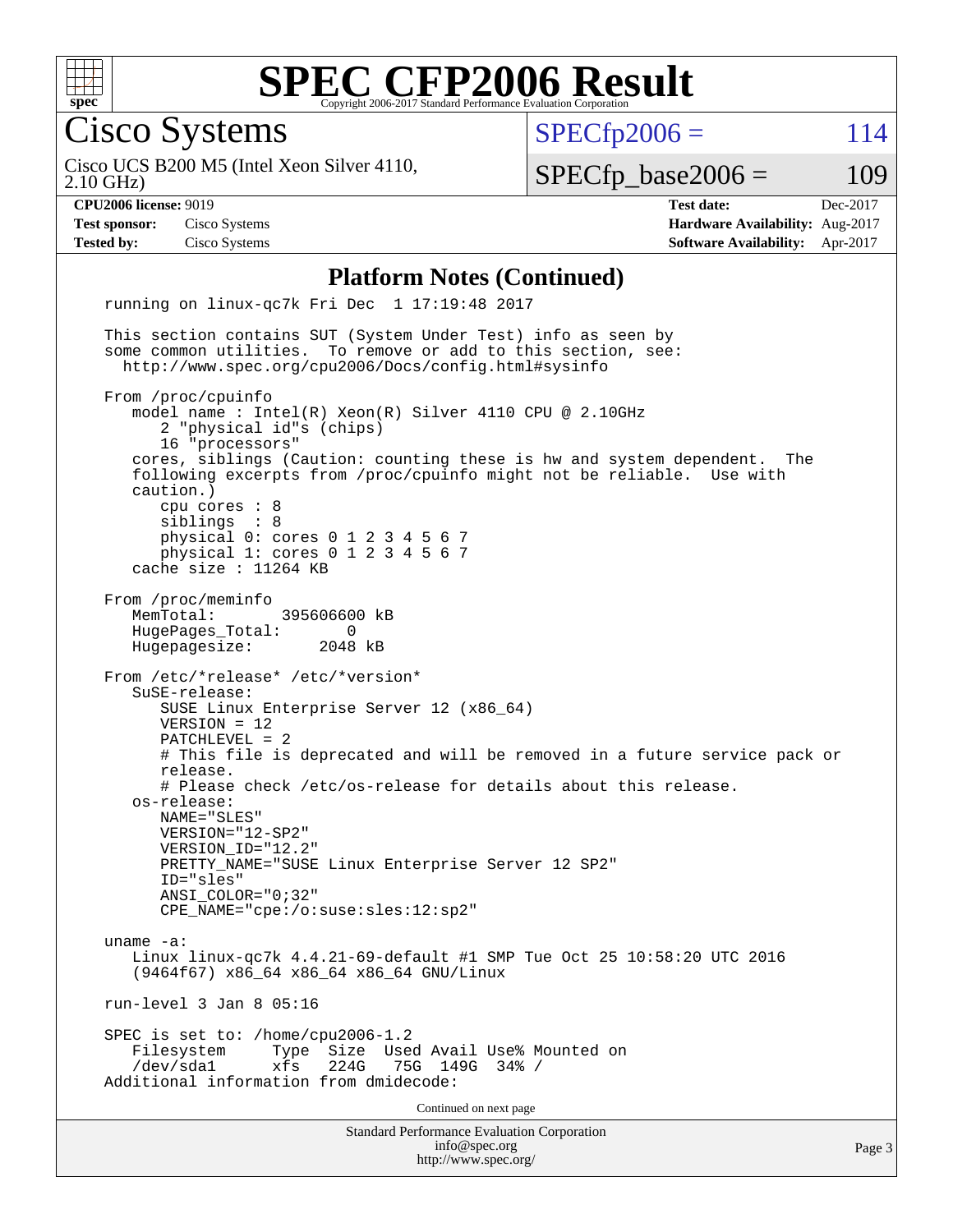# SPEC CFP2006 Result

Copyright 2006-2017 Standard Performance Evaluation Corporation

## Cisco Systems

Cisco UCS B200 M5 (Intel Xeon Silver 4110, 2.10 GHz)

SPECfp2006 = 114

SPECfp_base2006 = 109

| | | | |
|---|---|---|---|
| **CPU2006 license:** 9019 | | **Test date:** | Dec-2017 |
| **Test sponsor:** | Cisco Systems | **Hardware Availability:** | Aug-2017 |
| **Tested by:** | Cisco Systems | **Software Availability:** | Apr-2017 |

### Platform Notes (Continued)

```
running on linux-qc7k Fri Dec  1 17:19:48 2017

This section contains SUT (System Under Test) info as seen by
some common utilities.  To remove or add to this section, see:
  http://www.spec.org/cpu2006/Docs/config.html#sysinfo

From /proc/cpuinfo
   model name : Intel(R) Xeon(R) Silver 4110 CPU @ 2.10GHz
      2 "physical id"s (chips)
      16 "processors"
   cores, siblings (Caution: counting these is hw and system dependent.  The
   following excerpts from /proc/cpuinfo might not be reliable.  Use with
   caution.)
      cpu cores : 8
      siblings  : 8
      physical 0: cores 0 1 2 3 4 5 6 7
      physical 1: cores 0 1 2 3 4 5 6 7
   cache size : 11264 KB

From /proc/meminfo
   MemTotal:       395606600 kB
   HugePages_Total:       0
   Hugepagesize:       2048 kB

From /etc/*release* /etc/*version*
   SuSE-release:
      SUSE Linux Enterprise Server 12 (x86_64)
      VERSION = 12
      PATCHLEVEL = 2
      # This file is deprecated and will be removed in a future service pack or
      release.
      # Please check /etc/os-release for details about this release.
   os-release:
      NAME="SLES"
      VERSION="12-SP2"
      VERSION_ID="12.2"
      PRETTY_NAME="SUSE Linux Enterprise Server 12 SP2"
      ID="sles"
      ANSI_COLOR="0;32"
      CPE_NAME="cpe:/o:suse:sles:12:sp2"

uname -a:
   Linux linux-qc7k 4.4.21-69-default #1 SMP Tue Oct 25 10:58:20 UTC 2016
   (9464f67) x86_64 x86_64 x86_64 GNU/Linux

run-level 3 Jan 8 05:16

SPEC is set to: /home/cpu2006-1.2
   Filesystem     Type  Size  Used Avail Use% Mounted on
   /dev/sda1      xfs   224G   75G  149G  34% /
Additional information from dmidecode:
```

Continued on next page

Standard Performance Evaluation Corporation
info@spec.org
http://www.spec.org/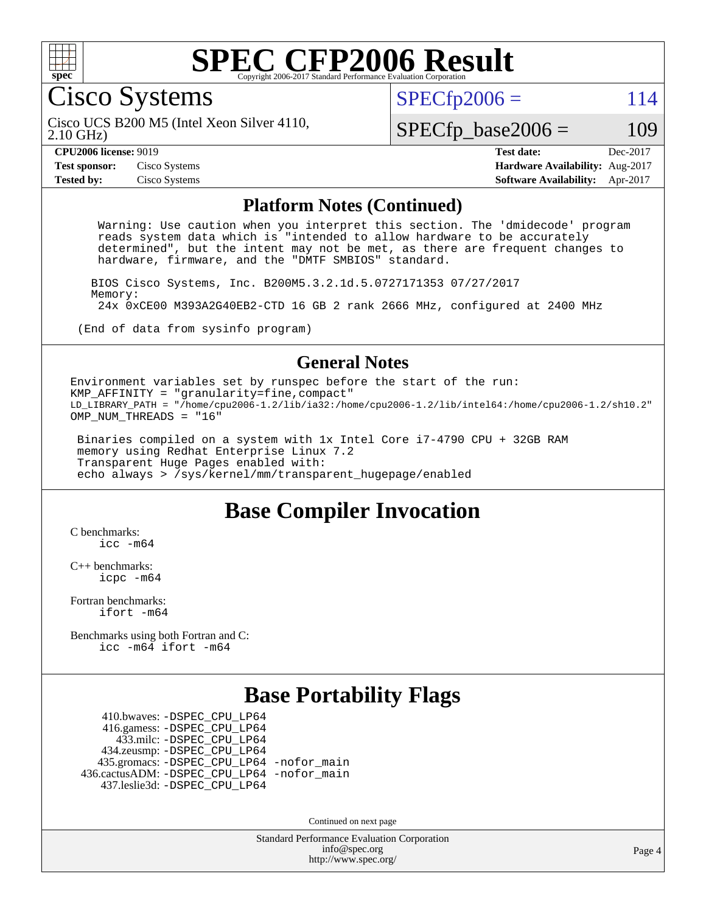# SPEC CFP2006 Result

Copyright 2006-2017 Standard Performance Evaluation Corporation

## Cisco Systems

Cisco UCS B200 M5 (Intel Xeon Silver 4110, 2.10 GHz)

SPECfp2006 = 114

SPECfp_base2006 = 109

**CPU2006 license:** 9019 | **Test date:** Dec-2017
**Test sponsor:** Cisco Systems | **Hardware Availability:** Aug-2017
**Tested by:** Cisco Systems | **Software Availability:** Apr-2017

### Platform Notes (Continued)

```
   Warning: Use caution when you interpret this section. The 'dmidecode' program
   reads system data which is "intended to allow hardware to be accurately
   determined", but the intent may not be met, as there are frequent changes to
   hardware, firmware, and the "DMTF SMBIOS" standard.

  BIOS Cisco Systems, Inc. B200M5.3.2.1d.5.0727171353 07/27/2017
  Memory:
   24x 0xCE00 M393A2G40EB2-CTD 16 GB 2 rank 2666 MHz, configured at 2400 MHz

(End of data from sysinfo program)
```

### General Notes

```
Environment variables set by runspec before the start of the run:
KMP_AFFINITY = "granularity=fine,compact"
LD_LIBRARY_PATH = "/home/cpu2006-1.2/lib/ia32:/home/cpu2006-1.2/lib/intel64:/home/cpu2006-1.2/sh10.2"
OMP_NUM_THREADS = "16"

 Binaries compiled on a system with 1x Intel Core i7-4790 CPU + 32GB RAM
 memory using Redhat Enterprise Linux 7.2
 Transparent Huge Pages enabled with:
 echo always > /sys/kernel/mm/transparent_hugepage/enabled
```

## Base Compiler Invocation

C benchmarks:
    icc -m64

C++ benchmarks:
    icpc -m64

Fortran benchmarks:
    ifort -m64

Benchmarks using both Fortran and C:
    icc -m64 ifort -m64

## Base Portability Flags

```
    410.bwaves: -DSPEC_CPU_LP64
    416.gamess: -DSPEC_CPU_LP64
      433.milc: -DSPEC_CPU_LP64
    434.zeusmp: -DSPEC_CPU_LP64
   435.gromacs: -DSPEC_CPU_LP64 -nofor_main
436.cactusADM: -DSPEC_CPU_LP64 -nofor_main
   437.leslie3d: -DSPEC_CPU_LP64
```

Continued on next page

Standard Performance Evaluation Corporation
info@spec.org
http://www.spec.org/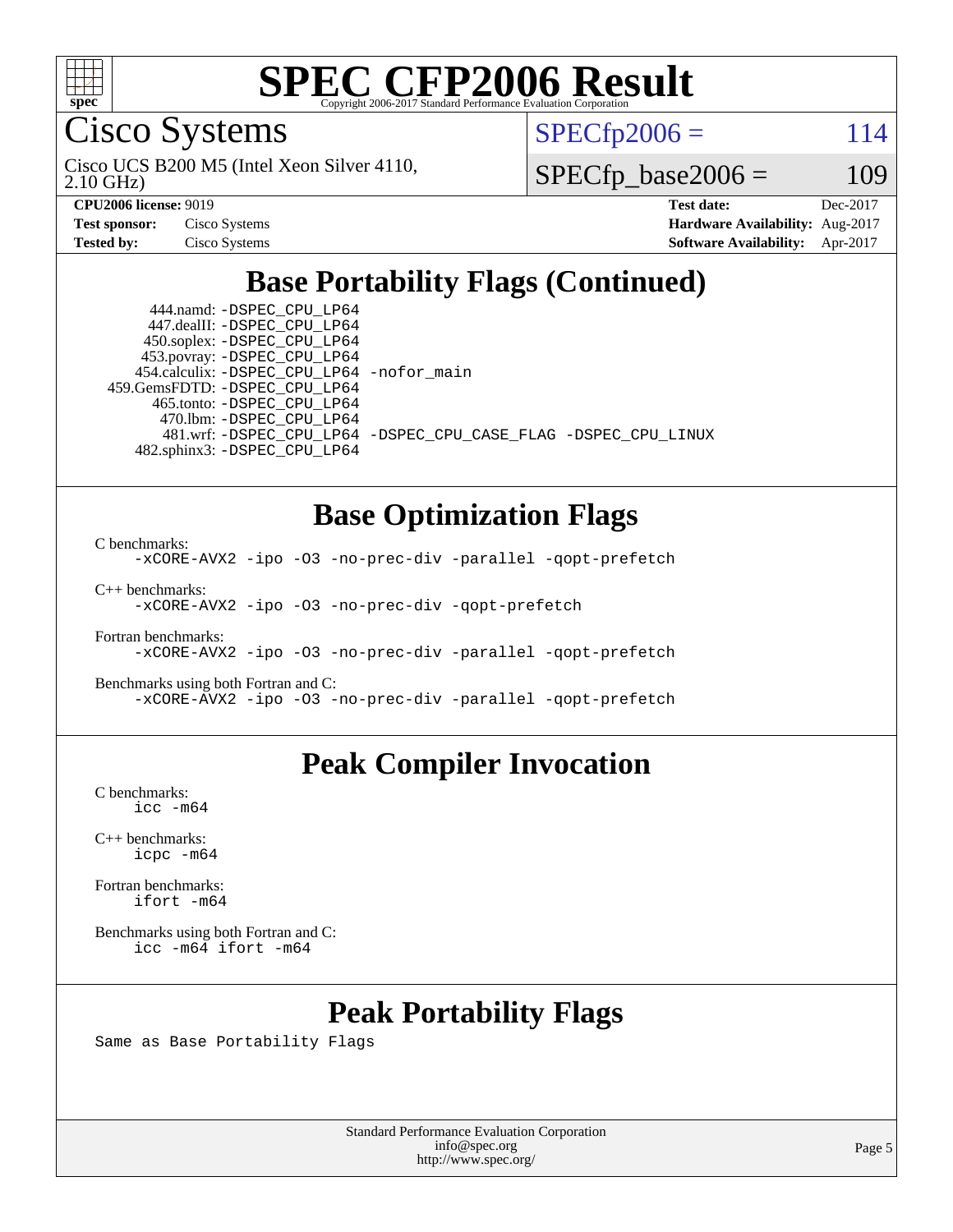# SPEC CFP2006 Result

Copyright 2006-2017 Standard Performance Evaluation Corporation

## Cisco Systems

Cisco UCS B200 M5 (Intel Xeon Silver 4110, 2.10 GHz)

SPECfp2006 = 114

SPECfp_base2006 = 109

| | | | |
|---|---|---|---|
| **CPU2006 license:** 9019 | | **Test date:** | Dec-2017 |
| **Test sponsor:** | Cisco Systems | **Hardware Availability:** | Aug-2017 |
| **Tested by:** | Cisco Systems | **Software Availability:** | Apr-2017 |

## Base Portability Flags (Continued)

```
      444.namd: -DSPEC_CPU_LP64
    447.dealII: -DSPEC_CPU_LP64
    450.soplex: -DSPEC_CPU_LP64
    453.povray: -DSPEC_CPU_LP64
   454.calculix: -DSPEC_CPU_LP64 -nofor_main
459.GemsFDTD: -DSPEC_CPU_LP64
     465.tonto: -DSPEC_CPU_LP64
       470.lbm: -DSPEC_CPU_LP64
       481.wrf: -DSPEC_CPU_LP64 -DSPEC_CPU_CASE_FLAG -DSPEC_CPU_LINUX
   482.sphinx3: -DSPEC_CPU_LP64
```

## Base Optimization Flags

C benchmarks:
```
-xCORE-AVX2 -ipo -O3 -no-prec-div -parallel -qopt-prefetch
```

C++ benchmarks:
```
-xCORE-AVX2 -ipo -O3 -no-prec-div -qopt-prefetch
```

Fortran benchmarks:
```
-xCORE-AVX2 -ipo -O3 -no-prec-div -parallel -qopt-prefetch
```

Benchmarks using both Fortran and C:
```
-xCORE-AVX2 -ipo -O3 -no-prec-div -parallel -qopt-prefetch
```

## Peak Compiler Invocation

C benchmarks:
```
icc -m64
```

C++ benchmarks:
```
icpc -m64
```

Fortran benchmarks:
```
ifort -m64
```

Benchmarks using both Fortran and C:
```
icc -m64 ifort -m64
```

## Peak Portability Flags

Same as Base Portability Flags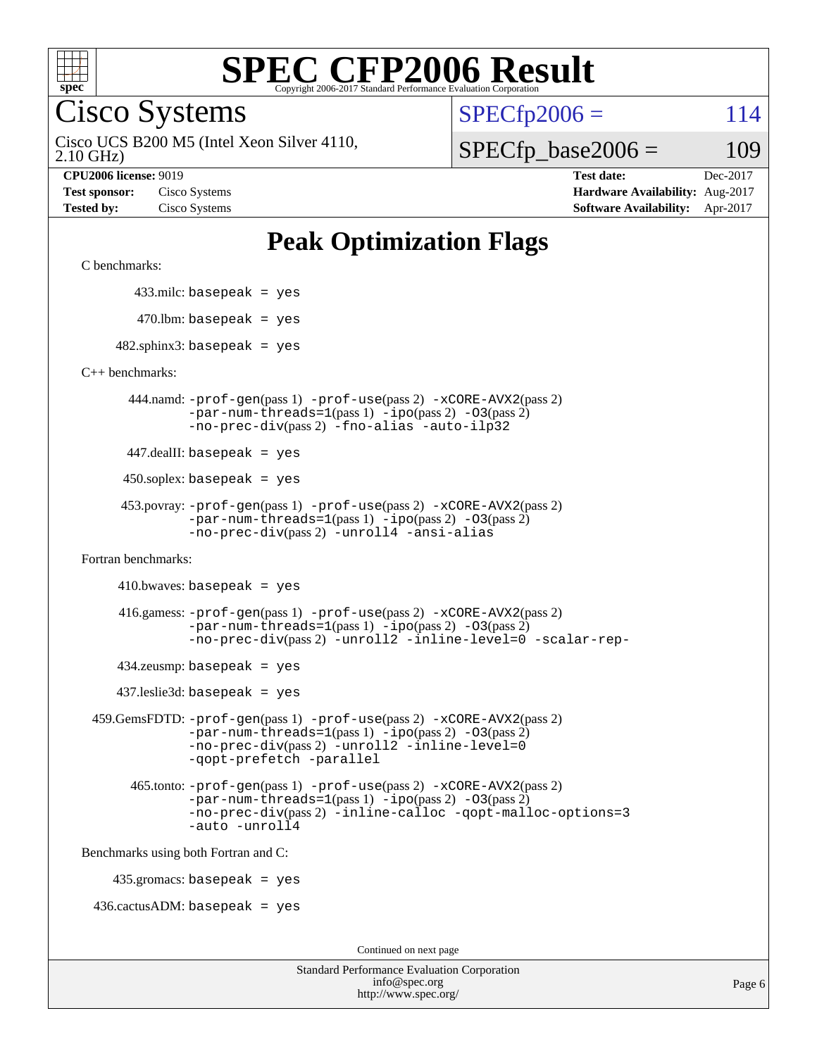# SPEC CFP2006 Result

Copyright 2006-2017 Standard Performance Evaluation Corporation

## Cisco Systems

Cisco UCS B200 M5 (Intel Xeon Silver 4110, 2.10 GHz)

SPECfp2006 = 114

SPECfp_base2006 = 109

| | | | |
|---|---|---|---|
| **CPU2006 license:** 9019 | | **Test date:** | Dec-2017 |
| **Test sponsor:** | Cisco Systems | **Hardware Availability:** | Aug-2017 |
| **Tested by:** | Cisco Systems | **Software Availability:** | Apr-2017 |

# Peak Optimization Flags

C benchmarks:

433.milc: `basepeak = yes`

470.lbm: `basepeak = yes`

482.sphinx3: `basepeak = yes`

C++ benchmarks:

444.namd: `-prof-gen`(pass 1) `-prof-use`(pass 2) `-xCORE-AVX2`(pass 2) `-par-num-threads=1`(pass 1) `-ipo`(pass 2) `-O3`(pass 2) `-no-prec-div`(pass 2) `-fno-alias` `-auto-ilp32`

447.dealII: `basepeak = yes`

450.soplex: `basepeak = yes`

453.povray: `-prof-gen`(pass 1) `-prof-use`(pass 2) `-xCORE-AVX2`(pass 2) `-par-num-threads=1`(pass 1) `-ipo`(pass 2) `-O3`(pass 2) `-no-prec-div`(pass 2) `-unroll4` `-ansi-alias`

Fortran benchmarks:

410.bwaves: `basepeak = yes`

416.gamess: `-prof-gen`(pass 1) `-prof-use`(pass 2) `-xCORE-AVX2`(pass 2) `-par-num-threads=1`(pass 1) `-ipo`(pass 2) `-O3`(pass 2) `-no-prec-div`(pass 2) `-unroll2` `-inline-level=0` `-scalar-rep-`

434.zeusmp: `basepeak = yes`

437.leslie3d: `basepeak = yes`

459.GemsFDTD: `-prof-gen`(pass 1) `-prof-use`(pass 2) `-xCORE-AVX2`(pass 2) `-par-num-threads=1`(pass 1) `-ipo`(pass 2) `-O3`(pass 2) `-no-prec-div`(pass 2) `-unroll2` `-inline-level=0` `-qopt-prefetch` `-parallel`

465.tonto: `-prof-gen`(pass 1) `-prof-use`(pass 2) `-xCORE-AVX2`(pass 2) `-par-num-threads=1`(pass 1) `-ipo`(pass 2) `-O3`(pass 2) `-no-prec-div`(pass 2) `-inline-calloc` `-qopt-malloc-options=3` `-auto` `-unroll4`

Benchmarks using both Fortran and C:

435.gromacs: `basepeak = yes`

436.cactusADM: `basepeak = yes`

Continued on next page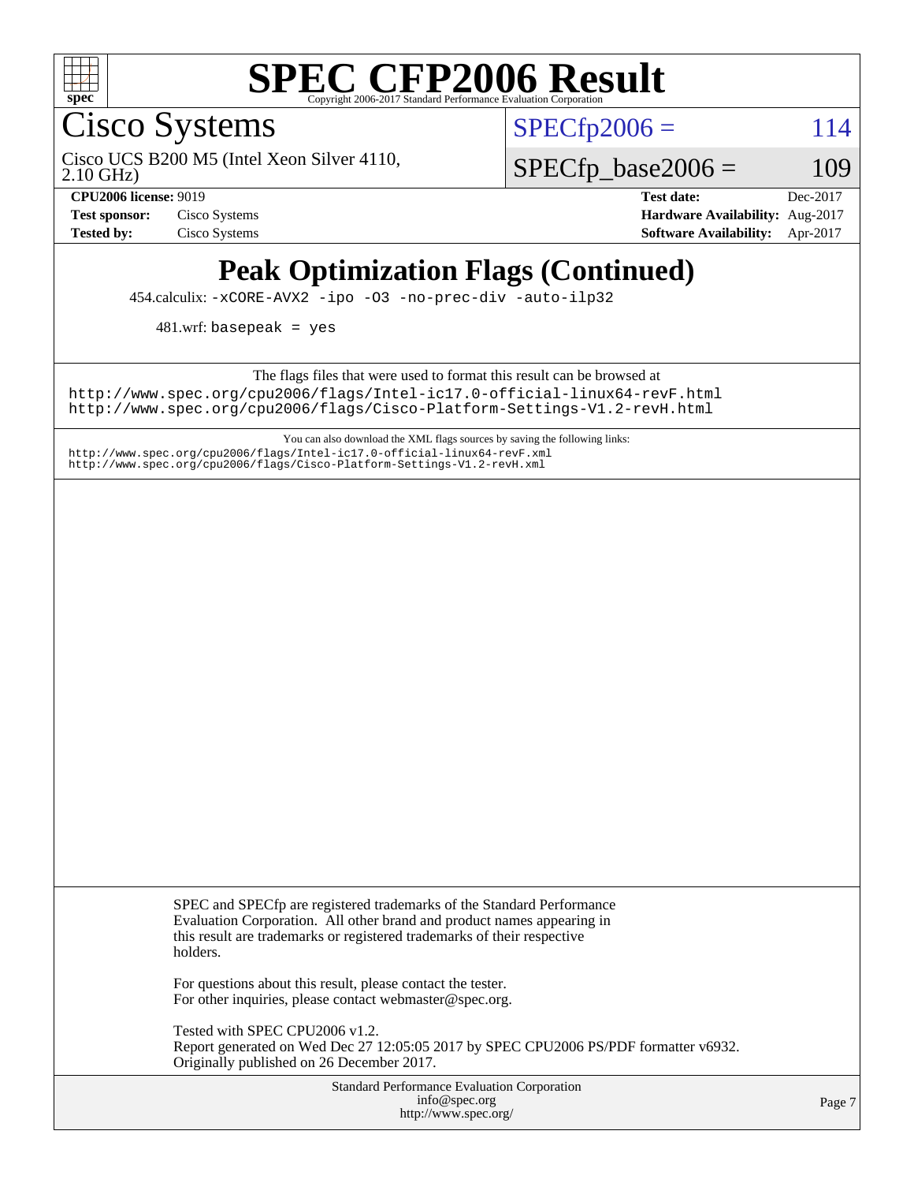# SPEC CFP2006 Result

Copyright 2006-2017 Standard Performance Evaluation Corporation

## Cisco Systems

Cisco UCS B200 M5 (Intel Xeon Silver 4110, 2.10 GHz)

SPECfp2006 = 114

SPECfp_base2006 = 109

| | | | |
|---|---|---|---|
| **CPU2006 license:** 9019 | | **Test date:** | Dec-2017 |
| **Test sponsor:** | Cisco Systems | **Hardware Availability:** | Aug-2017 |
| **Tested by:** | Cisco Systems | **Software Availability:** | Apr-2017 |

## Peak Optimization Flags (Continued)

454.calculix: -xCORE-AVX2 -ipo -O3 -no-prec-div -auto-ilp32

481.wrf: basepeak = yes

The flags files that were used to format this result can be browsed at
http://www.spec.org/cpu2006/flags/Intel-ic17.0-official-linux64-revF.html
http://www.spec.org/cpu2006/flags/Cisco-Platform-Settings-V1.2-revH.html

You can also download the XML flags sources by saving the following links:
http://www.spec.org/cpu2006/flags/Intel-ic17.0-official-linux64-revF.xml
http://www.spec.org/cpu2006/flags/Cisco-Platform-Settings-V1.2-revH.xml

SPEC and SPECfp are registered trademarks of the Standard Performance Evaluation Corporation. All other brand and product names appearing in this result are trademarks or registered trademarks of their respective holders.

For questions about this result, please contact the tester.
For other inquiries, please contact webmaster@spec.org.

Tested with SPEC CPU2006 v1.2.
Report generated on Wed Dec 27 12:05:05 2017 by SPEC CPU2006 PS/PDF formatter v6932.
Originally published on 26 December 2017.

Standard Performance Evaluation Corporation
info@spec.org
http://www.spec.org/